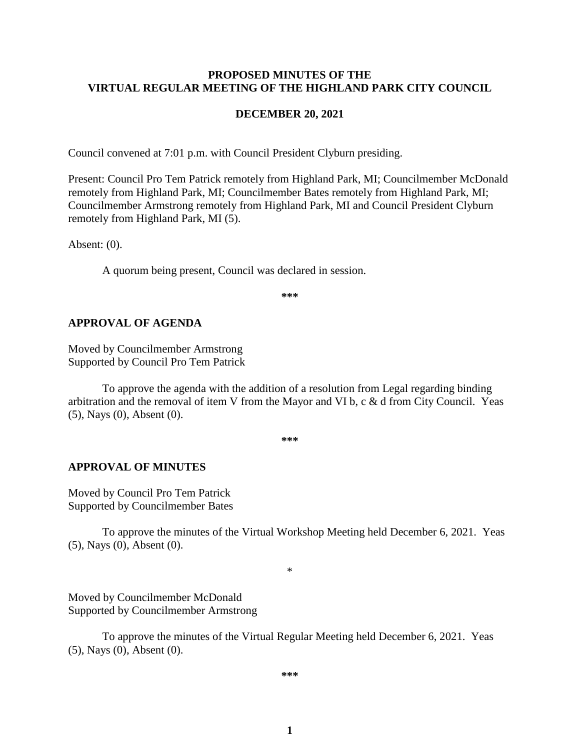# PROPOSED MINUTES OF THE VIRTUAL REGULAR MEETING OF THE HIGHLAND PARK CITY COUNCIL

## DECEMBER 20, 2021

Council convened at 7:01 p.m. with Council President Clyburn presiding.

Present: Council Pro Tem Patrick remotely from Highland Park, MI; Councilmember McDonald remotely from Highland Park, MI; Councilmember Bates remotely from Highland Park, MI; Councilmember Armstrong remotely from Highland Park, MI and Council President Clyburn remotely from Highland Park, MI (5).

Absent: (0).

A quorum being present, Council was declared in session.

***

## APPROVAL OF AGENDA

Moved by Councilmember Armstrong
Supported by Council Pro Tem Patrick

To approve the agenda with the addition of a resolution from Legal regarding binding arbitration and the removal of item V from the Mayor and VI b, c & d from City Council. Yeas (5), Nays (0), Absent (0).

***

## APPROVAL OF MINUTES

Moved by Council Pro Tem Patrick
Supported by Councilmember Bates

To approve the minutes of the Virtual Workshop Meeting held December 6, 2021. Yeas (5), Nays (0), Absent (0).

*

Moved by Councilmember McDonald
Supported by Councilmember Armstrong

To approve the minutes of the Virtual Regular Meeting held December 6, 2021. Yeas (5), Nays (0), Absent (0).

***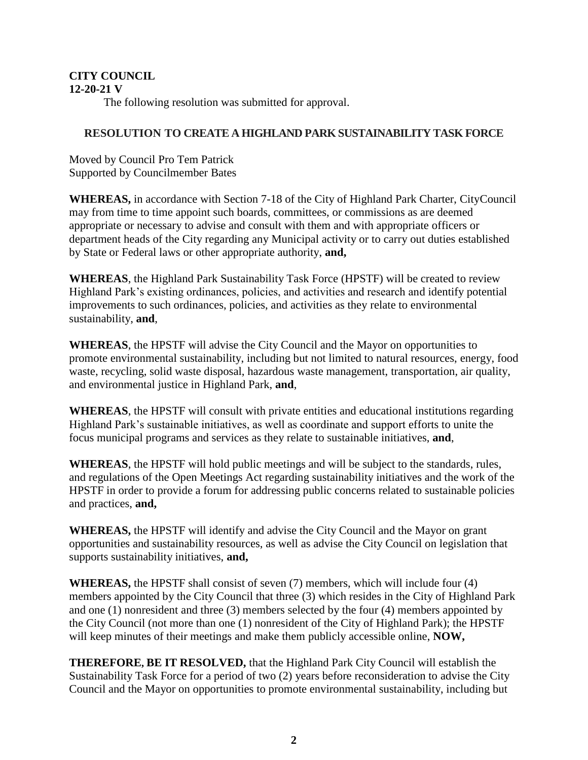**CITY COUNCIL**
**12-20-21 V**

The following resolution was submitted for approval.

## RESOLUTION TO CREATE A HIGHLAND PARK SUSTAINABILITY TASK FORCE

Moved by Council Pro Tem Patrick
Supported by Councilmember Bates

**WHEREAS,** in accordance with Section 7-18 of the City of Highland Park Charter, CityCouncil may from time to time appoint such boards, committees, or commissions as are deemed appropriate or necessary to advise and consult with them and with appropriate officers or department heads of the City regarding any Municipal activity or to carry out duties established by State or Federal laws or other appropriate authority, **and,**

**WHEREAS**, the Highland Park Sustainability Task Force (HPSTF) will be created to review Highland Park's existing ordinances, policies, and activities and research and identify potential improvements to such ordinances, policies, and activities as they relate to environmental sustainability, **and**,

**WHEREAS**, the HPSTF will advise the City Council and the Mayor on opportunities to promote environmental sustainability, including but not limited to natural resources, energy, food waste, recycling, solid waste disposal, hazardous waste management, transportation, air quality, and environmental justice in Highland Park, **and**,

**WHEREAS**, the HPSTF will consult with private entities and educational institutions regarding Highland Park's sustainable initiatives, as well as coordinate and support efforts to unite the focus municipal programs and services as they relate to sustainable initiatives, **and**,

**WHEREAS**, the HPSTF will hold public meetings and will be subject to the standards, rules, and regulations of the Open Meetings Act regarding sustainability initiatives and the work of the HPSTF in order to provide a forum for addressing public concerns related to sustainable policies and practices, **and,**

**WHEREAS,** the HPSTF will identify and advise the City Council and the Mayor on grant opportunities and sustainability resources, as well as advise the City Council on legislation that supports sustainability initiatives, **and,**

**WHEREAS,** the HPSTF shall consist of seven (7) members, which will include four (4) members appointed by the City Council that three (3) which resides in the City of Highland Park and one (1) nonresident and three (3) members selected by the four (4) members appointed by the City Council (not more than one (1) nonresident of the City of Highland Park); the HPSTF will keep minutes of their meetings and make them publicly accessible online, **NOW,**

**THEREFORE, BE IT RESOLVED,** that the Highland Park City Council will establish the Sustainability Task Force for a period of two (2) years before reconsideration to advise the City Council and the Mayor on opportunities to promote environmental sustainability, including but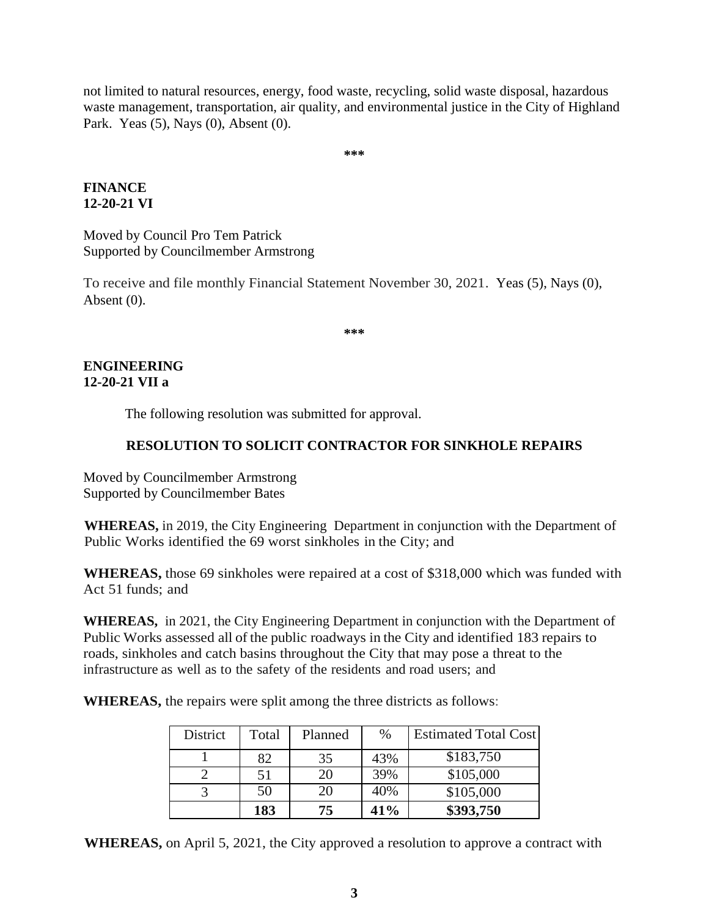not limited to natural resources, energy, food waste, recycling, solid waste disposal, hazardous waste management, transportation, air quality, and environmental justice in the City of Highland Park. Yeas (5), Nays (0), Absent (0).

***

**FINANCE**
**12-20-21 VI**

Moved by Council Pro Tem Patrick
Supported by Councilmember Armstrong

To receive and file monthly Financial Statement November 30, 2021. Yeas (5), Nays (0), Absent (0).

***

**ENGINEERING**
**12-20-21 VII a**

The following resolution was submitted for approval.

**RESOLUTION TO SOLICIT CONTRACTOR FOR SINKHOLE REPAIRS**

Moved by Councilmember Armstrong
Supported by Councilmember Bates

**WHEREAS,** in 2019, the City Engineering Department in conjunction with the Department of Public Works identified the 69 worst sinkholes in the City; and

**WHEREAS,** those 69 sinkholes were repaired at a cost of $318,000 which was funded with Act 51 funds; and

**WHEREAS,** in 2021, the City Engineering Department in conjunction with the Department of Public Works assessed all of the public roadways in the City and identified 183 repairs to roads, sinkholes and catch basins throughout the City that may pose a threat to the infrastructure as well as to the safety of the residents and road users; and

**WHEREAS,** the repairs were split among the three districts as follows:

| District | Total | Planned | % | Estimated Total Cost |
|---|---|---|---|---|
| 1 | 82 | 35 | 43% | $183,750 |
| 2 | 51 | 20 | 39% | $105,000 |
| 3 | 50 | 20 | 40% | $105,000 |
| | **183** | **75** | **41%** | **$393,750** |

**WHEREAS,** on April 5, 2021, the City approved a resolution to approve a contract with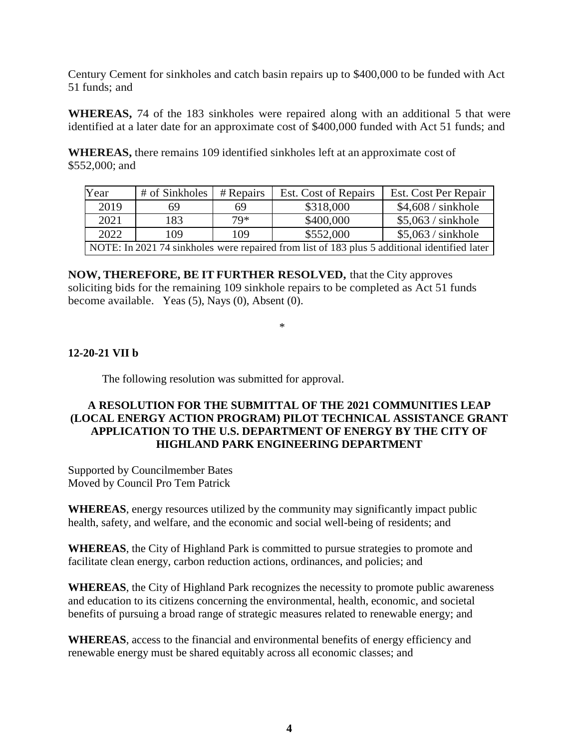Century Cement for sinkholes and catch basin repairs up to $400,000 to be funded with Act 51 funds; and

**WHEREAS,** 74 of the 183 sinkholes were repaired along with an additional 5 that were identified at a later date for an approximate cost of $400,000 funded with Act 51 funds; and

**WHEREAS,** there remains 109 identified sinkholes left at an approximate cost of $552,000; and

| Year | # of Sinkholes | # Repairs | Est. Cost of Repairs | Est. Cost Per Repair |
|---|---|---|---|---|
| 2019 | 69 | 69 | $318,000 | $4,608 / sinkhole |
| 2021 | 183 | 79* | $400,000 | $5,063 / sinkhole |
| 2022 | 109 | 109 | $552,000 | $5,063 / sinkhole |
| NOTE: In 2021 74 sinkholes were repaired from list of 183 plus 5 additional identified later | | | | |

**NOW, THEREFORE, BE IT FURTHER RESOLVED,** that the City approves soliciting bids for the remaining 109 sinkhole repairs to be completed as Act 51 funds become available. Yeas (5), Nays (0), Absent (0).

*

**12-20-21 VII b**

The following resolution was submitted for approval.

**A RESOLUTION FOR THE SUBMITTAL OF THE 2021 COMMUNITIES LEAP (LOCAL ENERGY ACTION PROGRAM) PILOT TECHNICAL ASSISTANCE GRANT APPLICATION TO THE U.S. DEPARTMENT OF ENERGY BY THE CITY OF HIGHLAND PARK ENGINEERING DEPARTMENT**

Supported by Councilmember Bates
Moved by Council Pro Tem Patrick

**WHEREAS**, energy resources utilized by the community may significantly impact public health, safety, and welfare, and the economic and social well-being of residents; and

**WHEREAS**, the City of Highland Park is committed to pursue strategies to promote and facilitate clean energy, carbon reduction actions, ordinances, and policies; and

**WHEREAS**, the City of Highland Park recognizes the necessity to promote public awareness and education to its citizens concerning the environmental, health, economic, and societal benefits of pursuing a broad range of strategic measures related to renewable energy; and

**WHEREAS**, access to the financial and environmental benefits of energy efficiency and renewable energy must be shared equitably across all economic classes; and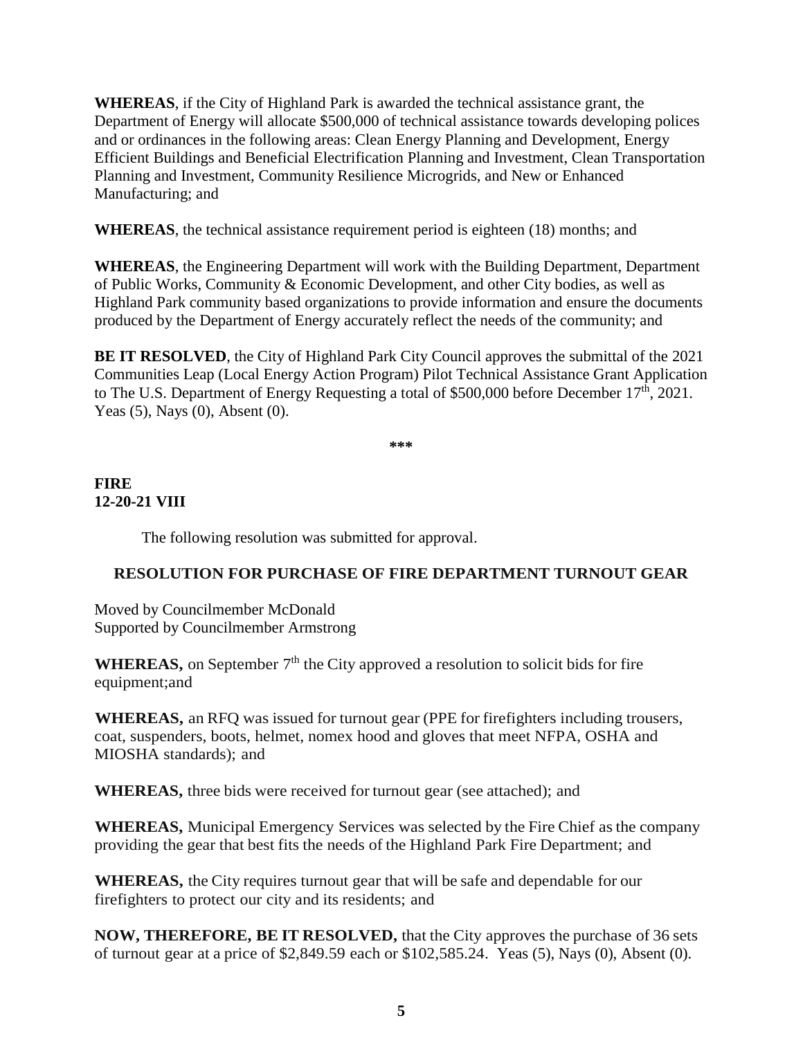**WHEREAS**, if the City of Highland Park is awarded the technical assistance grant, the Department of Energy will allocate \$500,000 of technical assistance towards developing polices and or ordinances in the following areas: Clean Energy Planning and Development, Energy Efficient Buildings and Beneficial Electrification Planning and Investment, Clean Transportation Planning and Investment, Community Resilience Microgrids, and New or Enhanced Manufacturing; and

**WHEREAS**, the technical assistance requirement period is eighteen (18) months; and

**WHEREAS**, the Engineering Department will work with the Building Department, Department of Public Works, Community & Economic Development, and other City bodies, as well as Highland Park community based organizations to provide information and ensure the documents produced by the Department of Energy accurately reflect the needs of the community; and

**BE IT RESOLVED**, the City of Highland Park City Council approves the submittal of the 2021 Communities Leap (Local Energy Action Program) Pilot Technical Assistance Grant Application to The U.S. Department of Energy Requesting a total of \$500,000 before December 17th, 2021. Yeas (5), Nays (0), Absent (0).

***

**FIRE**
**12-20-21 VIII**

The following resolution was submitted for approval.

**RESOLUTION FOR PURCHASE OF FIRE DEPARTMENT TURNOUT GEAR**

Moved by Councilmember McDonald
Supported by Councilmember Armstrong

**WHEREAS,** on September 7th the City approved a resolution to solicit bids for fire equipment;and

**WHEREAS,** an RFQ was issued for turnout gear (PPE for firefighters including trousers, coat, suspenders, boots, helmet, nomex hood and gloves that meet NFPA, OSHA and MIOSHA standards); and

**WHEREAS,** three bids were received for turnout gear (see attached); and

**WHEREAS,** Municipal Emergency Services was selected by the Fire Chief as the company providing the gear that best fits the needs of the Highland Park Fire Department; and

**WHEREAS,** the City requires turnout gear that will be safe and dependable for our firefighters to protect our city and its residents; and

**NOW, THEREFORE, BE IT RESOLVED,** that the City approves the purchase of 36 sets of turnout gear at a price of \$2,849.59 each or \$102,585.24. Yeas (5), Nays (0), Absent (0).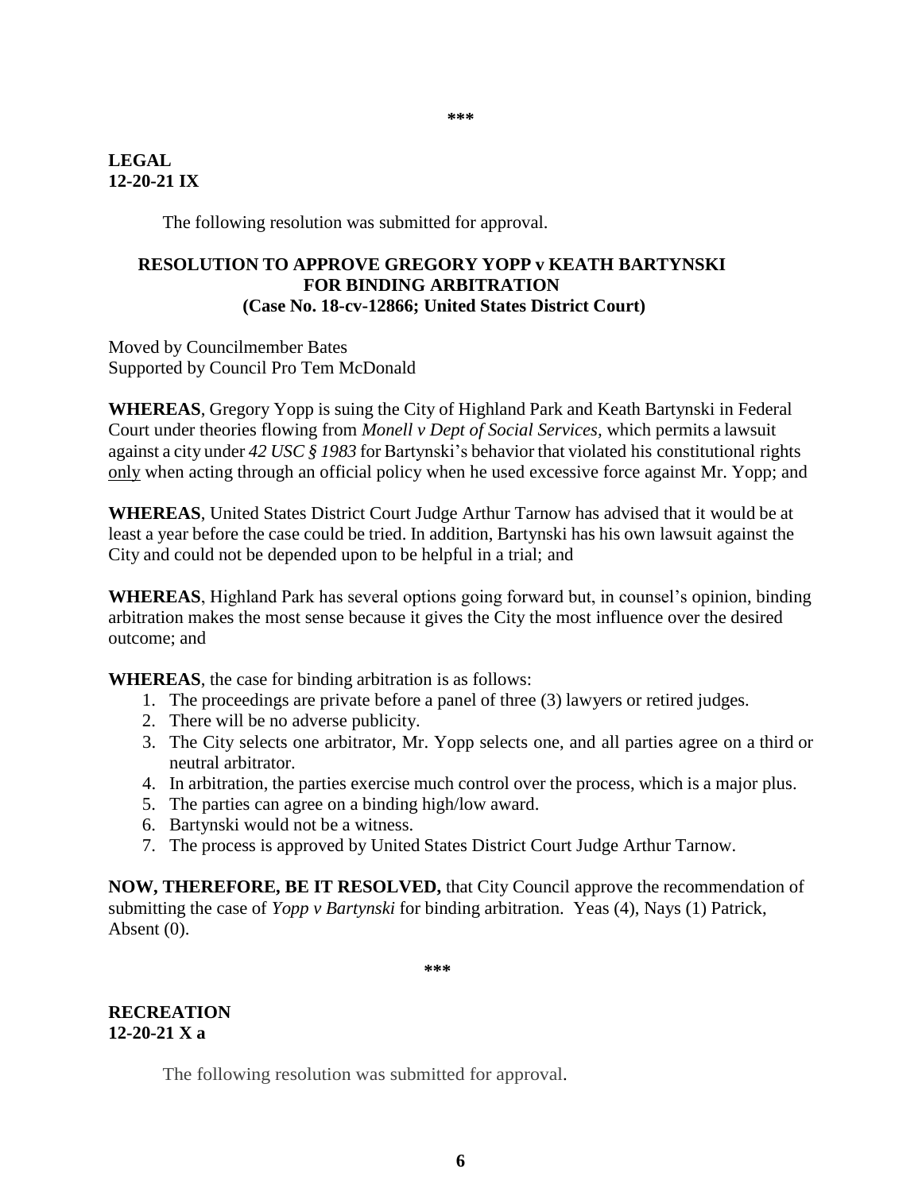***

**LEGAL**
**12-20-21 IX**

The following resolution was submitted for approval.

**RESOLUTION TO APPROVE GREGORY YOPP v KEATH BARTYNSKI FOR BINDING ARBITRATION**
**(Case No. 18-cv-12866; United States District Court)**

Moved by Councilmember Bates
Supported by Council Pro Tem McDonald

**WHEREAS**, Gregory Yopp is suing the City of Highland Park and Keath Bartynski in Federal Court under theories flowing from *Monell v Dept of Social Services*, which permits a lawsuit against a city under *42 USC § 1983* for Bartynski's behavior that violated his constitutional rights <u>only</u> when acting through an official policy when he used excessive force against Mr. Yopp; and

**WHEREAS**, United States District Court Judge Arthur Tarnow has advised that it would be at least a year before the case could be tried. In addition, Bartynski has his own lawsuit against the City and could not be depended upon to be helpful in a trial; and

**WHEREAS**, Highland Park has several options going forward but, in counsel's opinion, binding arbitration makes the most sense because it gives the City the most influence over the desired outcome; and

**WHEREAS**, the case for binding arbitration is as follows:

1. The proceedings are private before a panel of three (3) lawyers or retired judges.
2. There will be no adverse publicity.
3. The City selects one arbitrator, Mr. Yopp selects one, and all parties agree on a third or neutral arbitrator.
4. In arbitration, the parties exercise much control over the process, which is a major plus.
5. The parties can agree on a binding high/low award.
6. Bartynski would not be a witness.
7. The process is approved by United States District Court Judge Arthur Tarnow.

**NOW, THEREFORE, BE IT RESOLVED,** that City Council approve the recommendation of submitting the case of *Yopp v Bartynski* for binding arbitration. Yeas (4), Nays (1) Patrick, Absent (0).

***

**RECREATION**
**12-20-21 X a**

The following resolution was submitted for approval.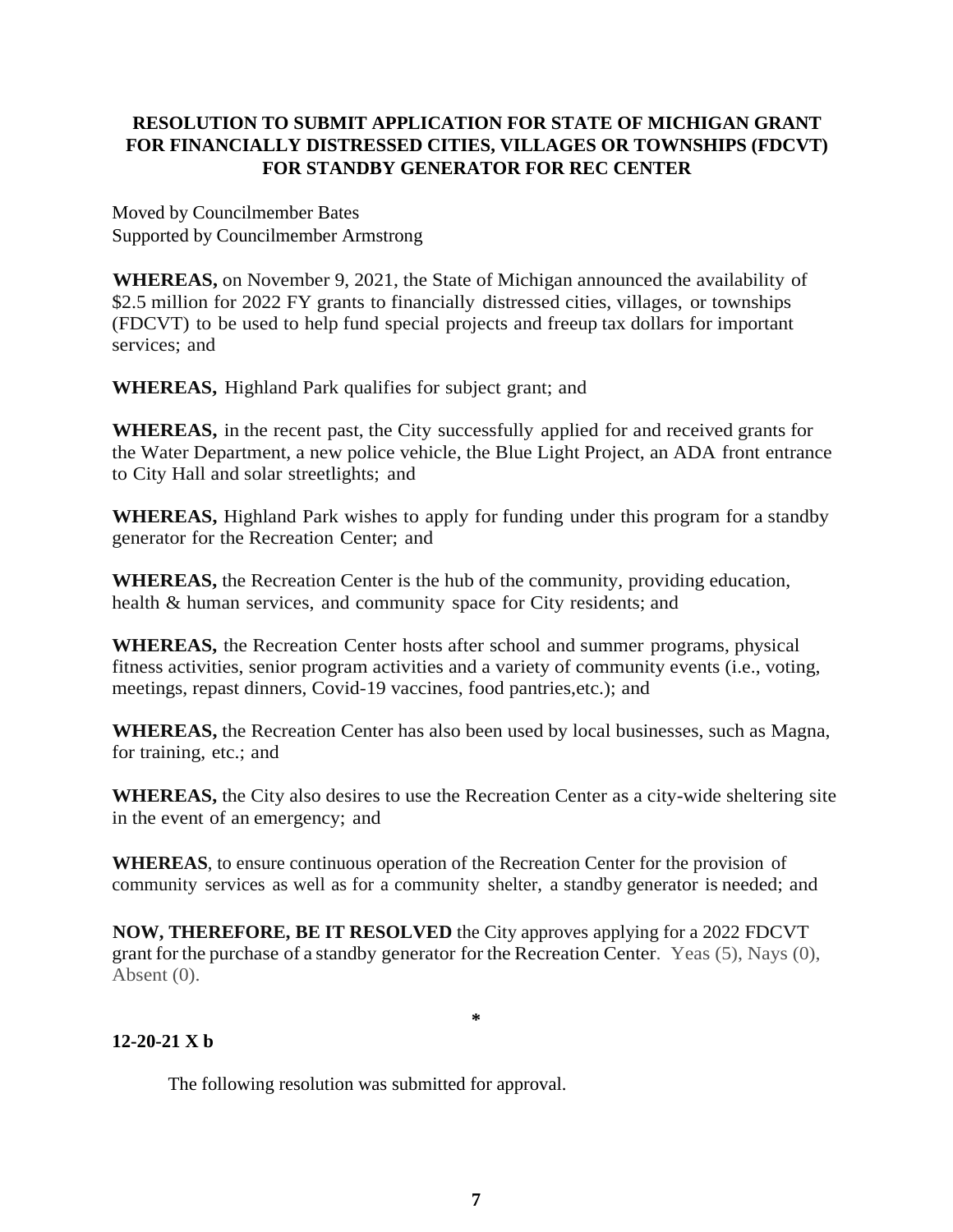**RESOLUTION TO SUBMIT APPLICATION FOR STATE OF MICHIGAN GRANT FOR FINANCIALLY DISTRESSED CITIES, VILLAGES OR TOWNSHIPS (FDCVT) FOR STANDBY GENERATOR FOR REC CENTER**

Moved by Councilmember Bates
Supported by Councilmember Armstrong

**WHEREAS,** on November 9, 2021, the State of Michigan announced the availability of \$2.5 million for 2022 FY grants to financially distressed cities, villages, or townships (FDCVT) to be used to help fund special projects and freeup tax dollars for important services; and

**WHEREAS,** Highland Park qualifies for subject grant; and

**WHEREAS,** in the recent past, the City successfully applied for and received grants for the Water Department, a new police vehicle, the Blue Light Project, an ADA front entrance to City Hall and solar streetlights; and

**WHEREAS,** Highland Park wishes to apply for funding under this program for a standby generator for the Recreation Center; and

**WHEREAS,** the Recreation Center is the hub of the community, providing education, health & human services, and community space for City residents; and

**WHEREAS,** the Recreation Center hosts after school and summer programs, physical fitness activities, senior program activities and a variety of community events (i.e., voting, meetings, repast dinners, Covid-19 vaccines, food pantries,etc.); and

**WHEREAS,** the Recreation Center has also been used by local businesses, such as Magna, for training, etc.; and

**WHEREAS,** the City also desires to use the Recreation Center as a city-wide sheltering site in the event of an emergency; and

**WHEREAS**, to ensure continuous operation of the Recreation Center for the provision of community services as well as for a community shelter, a standby generator is needed; and

**NOW, THEREFORE, BE IT RESOLVED** the City approves applying for a 2022 FDCVT grant for the purchase of a standby generator for the Recreation Center. Yeas (5), Nays (0), Absent (0).

*

**12-20-21 X b**

The following resolution was submitted for approval.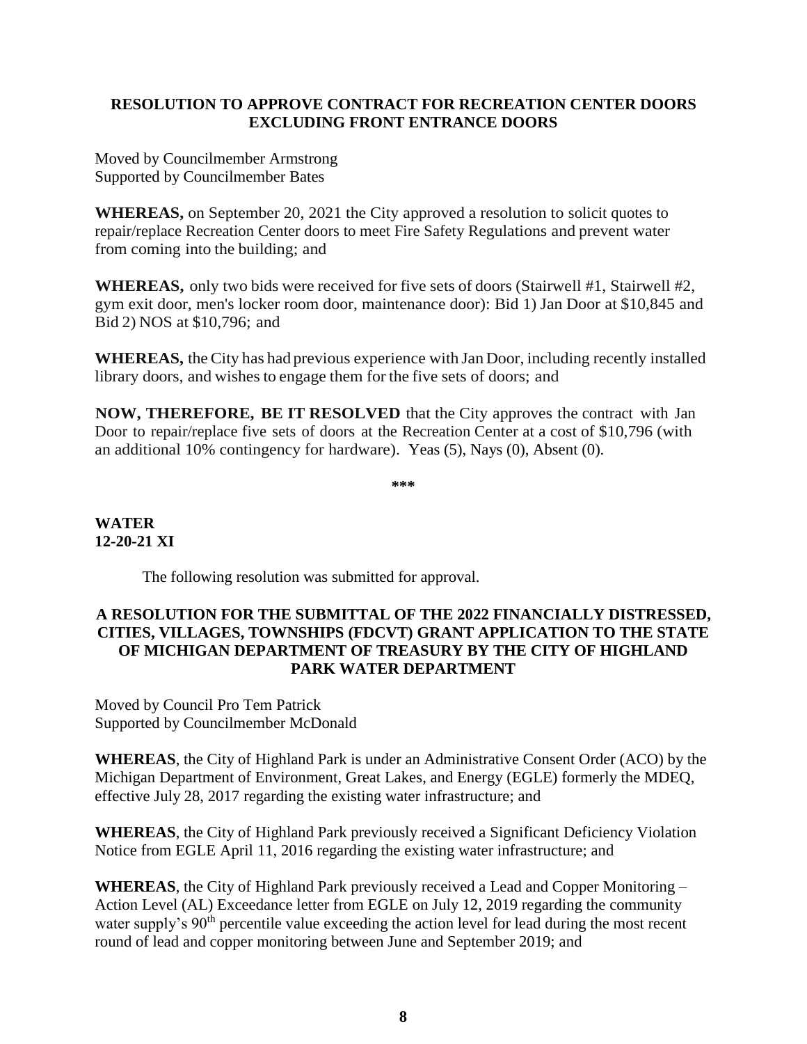**RESOLUTION TO APPROVE CONTRACT FOR RECREATION CENTER DOORS EXCLUDING FRONT ENTRANCE DOORS**

Moved by Councilmember Armstrong
Supported by Councilmember Bates

**WHEREAS,** on September 20, 2021 the City approved a resolution to solicit quotes to repair/replace Recreation Center doors to meet Fire Safety Regulations and prevent water from coming into the building; and

**WHEREAS,** only two bids were received for five sets of doors (Stairwell #1, Stairwell #2, gym exit door, men's locker room door, maintenance door): Bid 1) Jan Door at $10,845 and Bid 2) NOS at $10,796; and

**WHEREAS,** the City has had previous experience with Jan Door, including recently installed library doors, and wishes to engage them for the five sets of doors; and

**NOW, THEREFORE, BE IT RESOLVED** that the City approves the contract with Jan Door to repair/replace five sets of doors at the Recreation Center at a cost of $10,796 (with an additional 10% contingency for hardware). Yeas (5), Nays (0), Absent (0).

***

**WATER**
**12-20-21 XI**

The following resolution was submitted for approval.

**A RESOLUTION FOR THE SUBMITTAL OF THE 2022 FINANCIALLY DISTRESSED, CITIES, VILLAGES, TOWNSHIPS (FDCVT) GRANT APPLICATION TO THE STATE OF MICHIGAN DEPARTMENT OF TREASURY BY THE CITY OF HIGHLAND PARK WATER DEPARTMENT**

Moved by Council Pro Tem Patrick
Supported by Councilmember McDonald

**WHEREAS**, the City of Highland Park is under an Administrative Consent Order (ACO) by the Michigan Department of Environment, Great Lakes, and Energy (EGLE) formerly the MDEQ, effective July 28, 2017 regarding the existing water infrastructure; and

**WHEREAS**, the City of Highland Park previously received a Significant Deficiency Violation Notice from EGLE April 11, 2016 regarding the existing water infrastructure; and

**WHEREAS**, the City of Highland Park previously received a Lead and Copper Monitoring – Action Level (AL) Exceedance letter from EGLE on July 12, 2019 regarding the community water supply's 90th percentile value exceeding the action level for lead during the most recent round of lead and copper monitoring between June and September 2019; and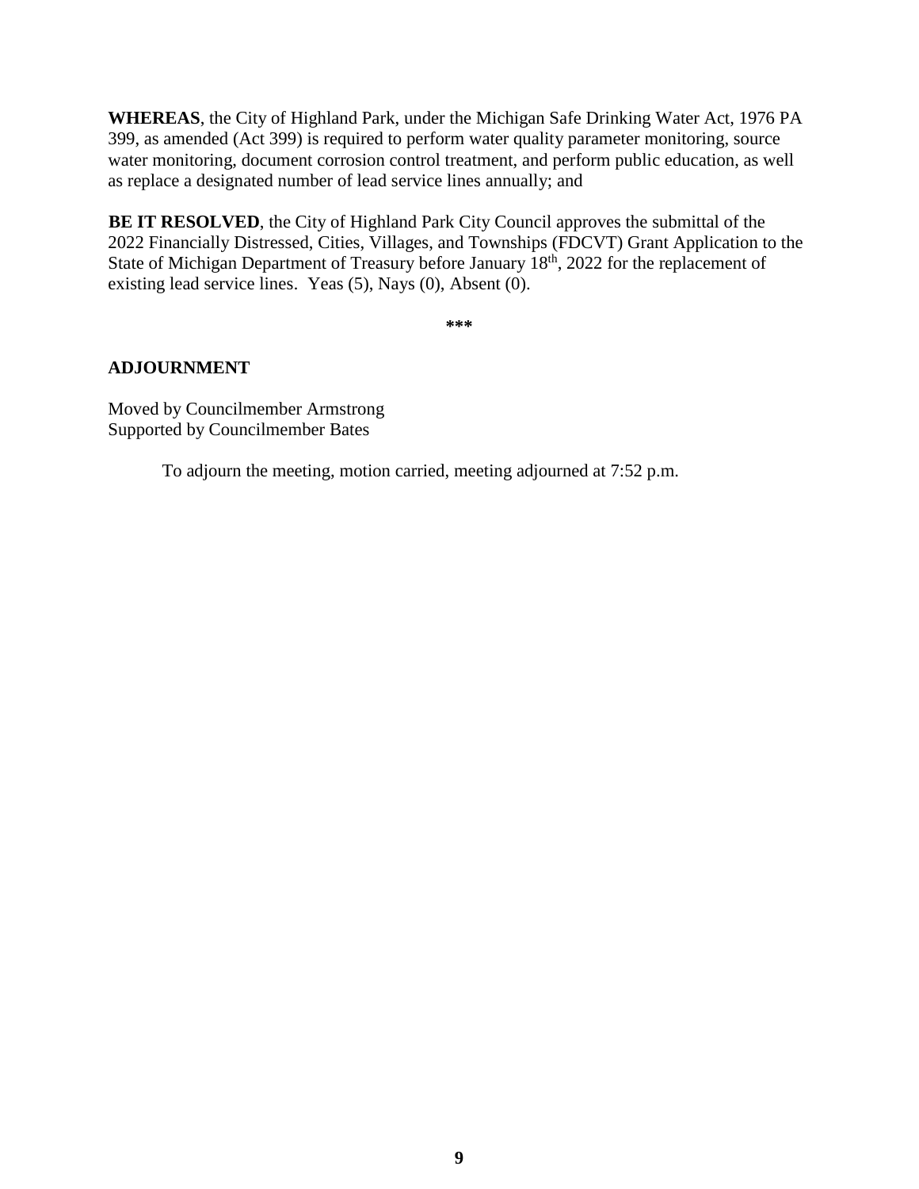**WHEREAS**, the City of Highland Park, under the Michigan Safe Drinking Water Act, 1976 PA 399, as amended (Act 399) is required to perform water quality parameter monitoring, source water monitoring, document corrosion control treatment, and perform public education, as well as replace a designated number of lead service lines annually; and

**BE IT RESOLVED**, the City of Highland Park City Council approves the submittal of the 2022 Financially Distressed, Cities, Villages, and Townships (FDCVT) Grant Application to the State of Michigan Department of Treasury before January 18th, 2022 for the replacement of existing lead service lines. Yeas (5), Nays (0), Absent (0).

***

**ADJOURNMENT**

Moved by Councilmember Armstrong
Supported by Councilmember Bates

To adjourn the meeting, motion carried, meeting adjourned at 7:52 p.m.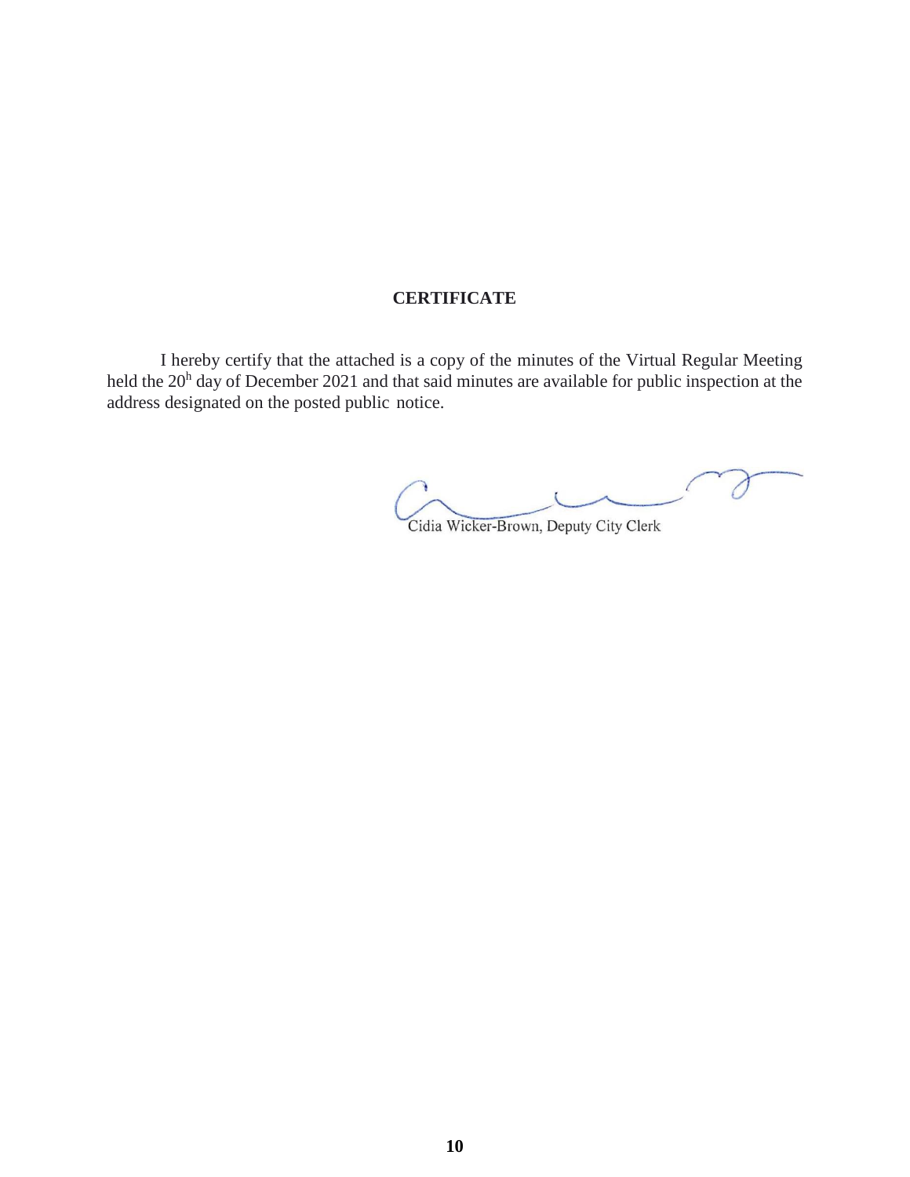## CERTIFICATE

I hereby certify that the attached is a copy of the minutes of the Virtual Regular Meeting held the 20[h] day of December 2021 and that said minutes are available for public inspection at the address designated on the posted public notice.

Cidia Wicker-Brown, Deputy City Clerk